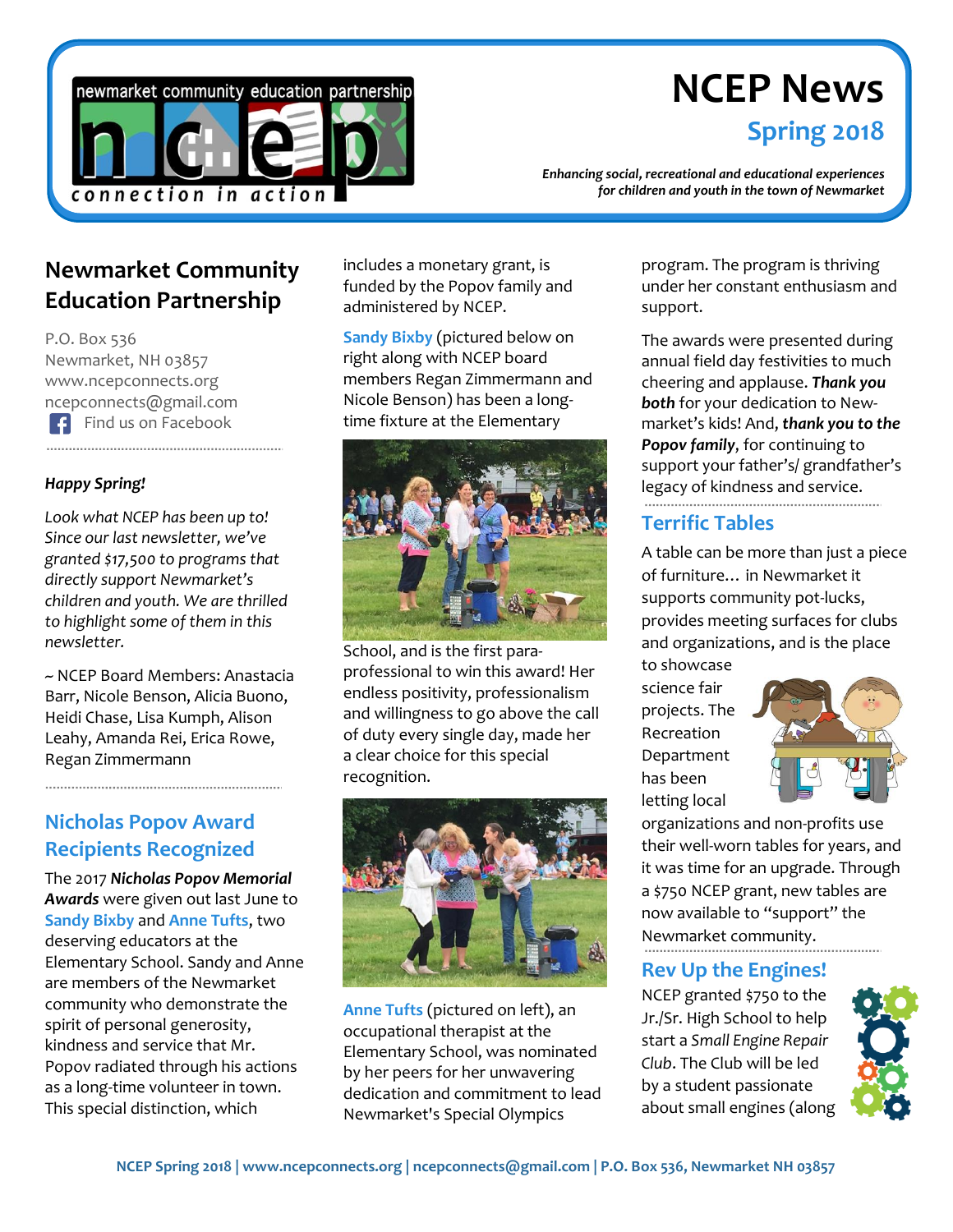# NCEP News

## Spring 2018

*Enhancing social, recreational and educational experiences for children and youth in the town of Newmarket*

## Newmarket Community Education Partnership

P.O. Box 536
Newmarket, NH 03857
www.ncepconnects.org
ncepconnects@gmail.com
Find us on Facebook

***Happy Spring!***

*Look what NCEP has been up to! Since our last newsletter, we've granted $17,500 to programs that directly support Newmarket's children and youth. We are thrilled to highlight some of them in this newsletter.*

~ NCEP Board Members: Anastacia Barr, Nicole Benson, Alicia Buono, Heidi Chase, Lisa Kumph, Alison Leahy, Amanda Rei, Erica Rowe, Regan Zimmermann

## Nicholas Popov Award Recipients Recognized

The 2017 ***Nicholas Popov Memorial Awards*** were given out last June to **Sandy Bixby** and **Anne Tufts**, two deserving educators at the Elementary School. Sandy and Anne are members of the Newmarket community who demonstrate the spirit of personal generosity, kindness and service that Mr. Popov radiated through his actions as a long-time volunteer in town. This special distinction, which includes a monetary grant, is funded by the Popov family and administered by NCEP.

**Sandy Bixby** (pictured below on right along with NCEP board members Regan Zimmermann and Nicole Benson) has been a long-time fixture at the Elementary School, and is the first para-professional to win this award! Her endless positivity, professionalism and willingness to go above the call of duty every single day, made her a clear choice for this special recognition.

**Anne Tufts** (pictured on left), an occupational therapist at the Elementary School, was nominated by her peers for her unwavering dedication and commitment to lead Newmarket's Special Olympics program. The program is thriving under her constant enthusiasm and support.

The awards were presented during annual field day festivities to much cheering and applause. ***Thank you both*** for your dedication to Newmarket's kids! And, ***thank you to the Popov family***, for continuing to support your father's/ grandfather's legacy of kindness and service.

## Terrific Tables

A table can be more than just a piece of furniture… in Newmarket it supports community pot-lucks, provides meeting surfaces for clubs and organizations, and is the place to showcase science fair projects. The Recreation Department has been letting local organizations and non-profits use their well-worn tables for years, and it was time for an upgrade. Through a $750 NCEP grant, new tables are now available to "support" the Newmarket community.

## Rev Up the Engines!

NCEP granted $750 to the Jr./Sr. High School to help start a *Small Engine Repair Club*. The Club will be led by a student passionate about small engines (along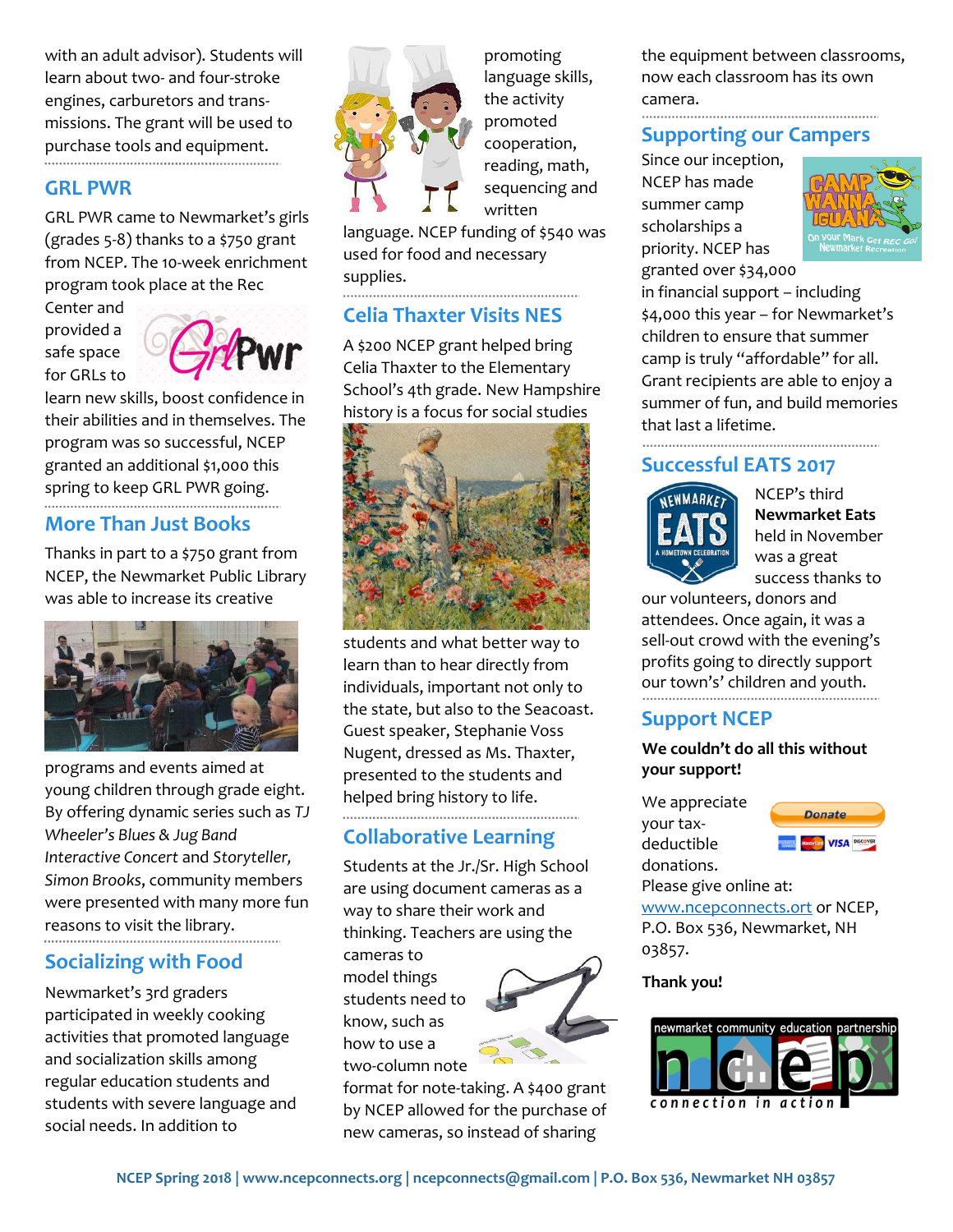with an adult advisor). Students will learn about two- and four-stroke engines, carburetors and transmissions. The grant will be used to purchase tools and equipment.

## GRL PWR

GRL PWR came to Newmarket's girls (grades 5-8) thanks to a $750 grant from NCEP. The 10-week enrichment program took place at the Rec Center and provided a safe space for GRLs to learn new skills, boost confidence in their abilities and in themselves. The program was so successful, NCEP granted an additional $1,000 this spring to keep GRL PWR going.

## More Than Just Books

Thanks in part to a $750 grant from NCEP, the Newmarket Public Library was able to increase its creative programs and events aimed at young children through grade eight. By offering dynamic series such as *TJ Wheeler's Blues & Jug Band Interactive Concert* and *Storyteller, Simon Brooks*, community members were presented with many more fun reasons to visit the library.

## Socializing with Food

Newmarket's 3rd graders participated in weekly cooking activities that promoted language and socialization skills among regular education students and students with severe language and social needs. In addition to promoting language skills, the activity promoted cooperation, reading, math, sequencing and written language. NCEP funding of $540 was used for food and necessary supplies.

## Celia Thaxter Visits NES

A $200 NCEP grant helped bring Celia Thaxter to the Elementary School's 4th grade. New Hampshire history is a focus for social studies students and what better way to learn than to hear directly from individuals, important not only to the state, but also to the Seacoast. Guest speaker, Stephanie Voss Nugent, dressed as Ms. Thaxter, presented to the students and helped bring history to life.

## Collaborative Learning

Students at the Jr./Sr. High School are using document cameras as a way to share their work and thinking. Teachers are using the cameras to model things students need to know, such as how to use a two-column note format for note-taking. A $400 grant by NCEP allowed for the purchase of new cameras, so instead of sharing the equipment between classrooms, now each classroom has its own camera.

## Supporting our Campers

Since our inception, NCEP has made summer camp scholarships a priority. NCEP has granted over $34,000 in financial support – including $4,000 this year – for Newmarket's children to ensure that summer camp is truly "affordable" for all. Grant recipients are able to enjoy a summer of fun, and build memories that last a lifetime.

## Successful EATS 2017

NCEP's third **Newmarket Eats** held in November was a great success thanks to our volunteers, donors and attendees. Once again, it was a sell-out crowd with the evening's profits going to directly support our town's' children and youth.

## Support NCEP

**We couldn't do all this without your support!**

We appreciate your tax-deductible donations.
Please give online at: www.ncepconnects.ort or NCEP, P.O. Box 536, Newmarket, NH 03857.

**Thank you!**

NCEP Spring 2018 | www.ncepconnects.org | ncepconnects@gmail.com | P.O. Box 536, Newmarket NH 03857